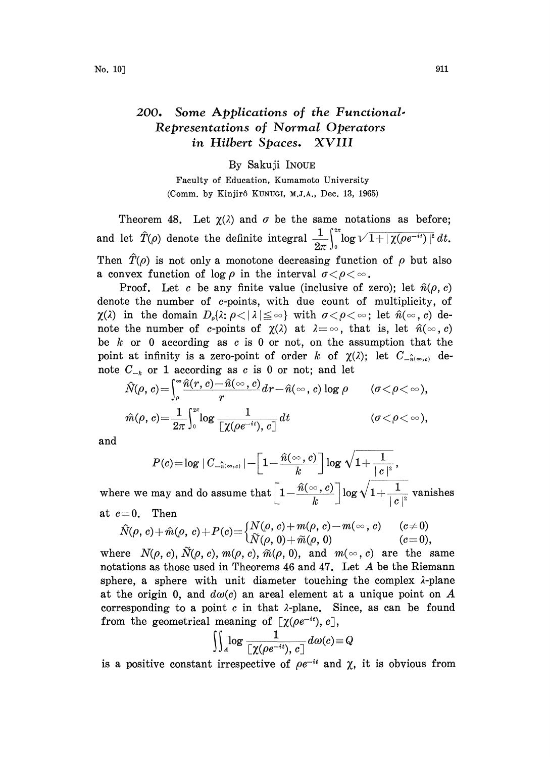# 200. Some Applications of the Functional-Representations of Normal Operators in Hilbert Spaces. XVIII

By Sakuji INOUE

Faculty of Education, Kumamoto University

(Comm. by Kinjirô KUNUGI, M.J.A., Dec. 13, 1965)

Theorem 48. Let $\chi(\lambda)$ and $\sigma$ be the same notations as before; and let $\hat{T}(\rho)$ denote the definite integral $\frac{1}{2\pi}\int_0^{2\pi}\log\sqrt{1+|\chi(\rho e^{-it})|^2}\,dt$. Then $\hat{T}(\rho)$ is not only a monotone decreasing function of $\rho$ but also a convex function of $\log\rho$ in the interval $\sigma<\rho<\infty$.

Proof. Let $c$ be any finite value (inclusive of zero); let $\hat{n}(\rho, c)$ denote the number of $c$-points, with due count of multiplicity, of $\chi(\lambda)$ in the domain $D_\rho\{\lambda: \rho<|\lambda|\leqq\infty\}$ with $\sigma<\rho<\infty$; let $\hat{n}(\infty, c)$ denote the number of $c$-points of $\chi(\lambda)$ at $\lambda=\infty$, that is, let $\hat{n}(\infty, c)$ be $k$ or $0$ according as $c$ is $0$ or not, on the assumption that the point at infinity is a zero-point of order $k$ of $\chi(\lambda)$; let $C_{-\hat{n}(\infty,c)}$ denote $C_{-k}$ or $1$ according as $c$ is $0$ or not; and let

$$\hat{N}(\rho, c)=\int_\rho^\infty\frac{\hat{n}(r, c)-\hat{n}(\infty, c)}{r}dr-\hat{n}(\infty, c)\log\rho \qquad (\sigma<\rho<\infty),$$

$$\hat{m}(\rho, c)=\frac{1}{2\pi}\int_0^{2\pi}\log\frac{1}{[\chi(\rho e^{-it}), c]}dt \qquad (\sigma<\rho<\infty),$$

and

$$P(c)=\log|C_{-\hat{n}(\infty,c)}|-\left[1-\frac{\hat{n}(\infty, c)}{k}\right]\log\sqrt{1+\frac{1}{|c|^2}},$$

where we may and do assume that $\left[1-\frac{\hat{n}(\infty, c)}{k}\right]\log\sqrt{1+\frac{1}{|c|^2}}$ vanishes at $c=0$. Then

$$\hat{N}(\rho, c)+\hat{m}(\rho, c)+P(c)=\begin{cases}N(\rho, c)+m(\rho, c)-m(\infty, c) & (c\neq 0)\\ \tilde{N}(\rho, 0)+\tilde{m}(\rho, 0) & (c=0),\end{cases}$$

where $N(\rho, c)$, $\tilde{N}(\rho, c)$, $m(\rho, c)$, $\tilde{m}(\rho, 0)$, and $m(\infty, c)$ are the same notations as those used in Theorems 46 and 47. Let $A$ be the Riemann sphere, a sphere with unit diameter touching the complex $\lambda$-plane at the origin 0, and $d\omega(c)$ an areal element at a unique point on $A$ corresponding to a point $c$ in that $\lambda$-plane. Since, as can be found from the geometrical meaning of $[\chi(\rho e^{-it}), c]$,

$$\iint_A\log\frac{1}{[\chi(\rho e^{-it}), c]}d\omega(c)\equiv Q$$

is a positive constant irrespective of $\rho e^{-it}$ and $\chi$, it is obvious from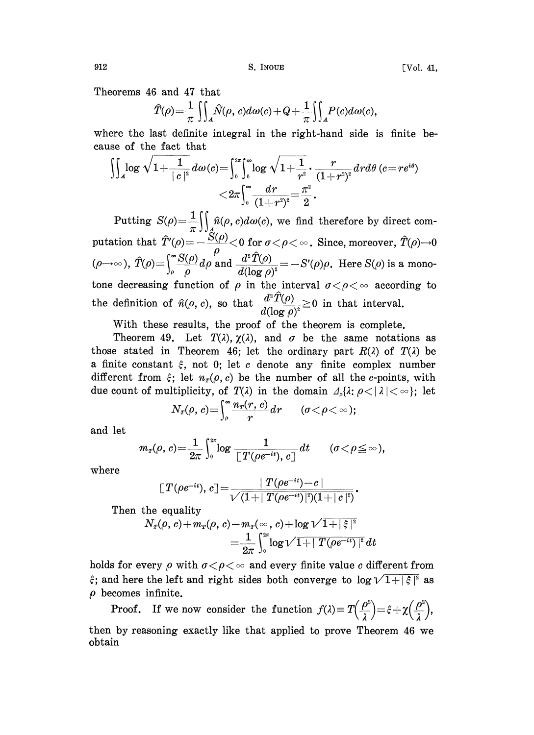Theorems 46 and 47 that

$$\hat{T}(\rho)=\frac{1}{\pi}\iint_{A}\hat{N}(\rho,\, c)d\omega(c)+Q+\frac{1}{\pi}\iint_{A}P(c)d\omega(c),$$

where the last definite integral in the right-hand side is finite because of the fact that

$$\iint_{A}\log\sqrt{1+\frac{1}{|c|^2}}\,d\omega(c)=\int_0^{2\pi}\int_0^{\infty}\log\sqrt{1+\frac{1}{r^2}}\cdot\frac{r}{(1+r^2)^2}drd\theta\ (c=re^{i\theta})$$
$$<2\pi\int_0^{\infty}\frac{dr}{(1+r^2)^2}=\frac{\pi^2}{2}.$$

Putting $S(\rho)=\frac{1}{\pi}\iint_{A}\hat{n}(\rho,\, c)d\omega(c)$, we find therefore by direct computation that $\hat{T}'(\rho)=-\frac{S(\rho)}{\rho}<0$ for $\sigma<\rho<\infty$. Since, moreover, $\hat{T}(\rho)\to 0$ $(\rho\to\infty)$, $\hat{T}(\rho)=\int_\rho^{\infty}\frac{S(\rho)}{\rho}d\rho$ and $\frac{d^2\hat{T}(\rho)}{d(\log\rho)^2}=-S'(\rho)\rho$. Here $S(\rho)$ is a monotone decreasing function of $\rho$ in the interval $\sigma<\rho<\infty$ according to the definition of $\hat{n}(\rho,\, c)$, so that $\frac{d^2\hat{T}(\rho)}{d(\log\rho)^2}\geqq 0$ in that interval.

With these results, the proof of the theorem is complete.

Theorem 49. Let $T(\lambda)$, $\chi(\lambda)$, and $\sigma$ be the same notations as those stated in Theorem 46; let the ordinary part $R(\lambda)$ of $T(\lambda)$ be a finite constant $\xi$, not 0; let $c$ denote any finite complex number different from $\xi$; let $n_T(\rho,\, c)$ be the number of all the $c$-points, with due count of multiplicity, of $T(\lambda)$ in the domain $\Delta_\rho\{\lambda\colon \rho<|\lambda|<\infty\}$; let

$$N_T(\rho,\, c)=\int_\rho^{\infty}\frac{n_T(r,\, c)}{r}dr \qquad (\sigma<\rho<\infty);$$

and let

$$m_T(\rho,\, c)=\frac{1}{2\pi}\int_0^{2\pi}\log\frac{1}{[T(\rho e^{-it}),\, c]}dt \qquad (\sigma<\rho\leqq\infty),$$

where

$$[T(\rho e^{-it}),\, c]=\frac{|T(\rho e^{-it})-c|}{\sqrt{(1+|T(\rho e^{-it})|^2)(1+|c|^2)}}.$$

Then the equality

$$N_T(\rho,\, c)+m_T(\rho,\, c)-m_T(\infty,\, c)+\log\sqrt{1+|\xi|^2}$$
$$=\frac{1}{2\pi}\int_0^{2\pi}\log\sqrt{1+|T(\rho e^{-it})|^2}\,dt$$

holds for every $\rho$ with $\sigma<\rho<\infty$ and every finite value $c$ different from $\xi$; and here the left and right sides both converge to $\log\sqrt{1+|\xi|^2}$ as $\rho$ becomes infinite.

Proof. If we now consider the function $f(\lambda)\equiv T\left(\frac{\rho^2}{\lambda}\right)=\xi+\chi\left(\frac{\rho^2}{\lambda}\right)$, then by reasoning exactly like that applied to prove Theorem 46 we obtain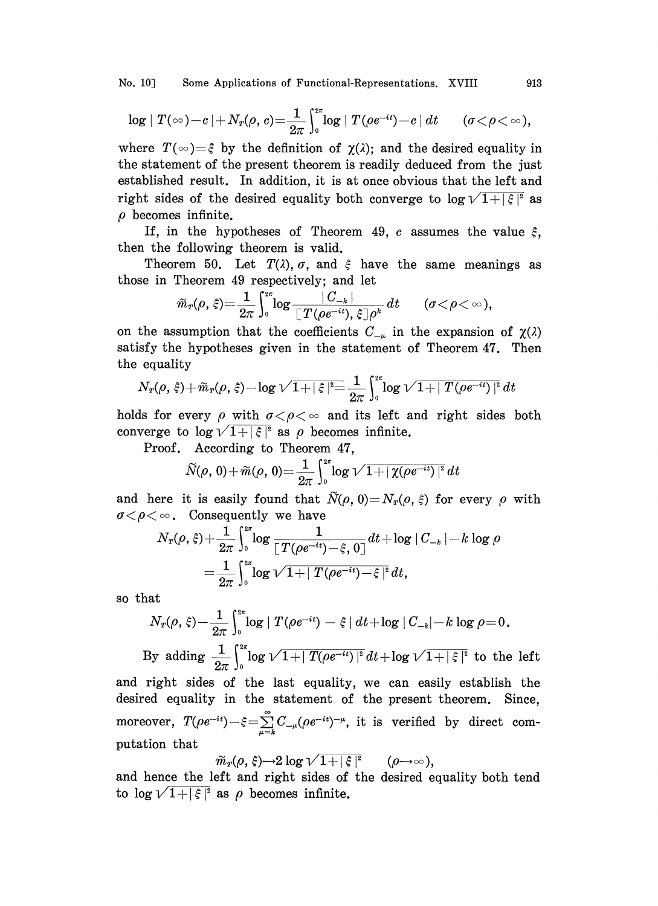$$\log|T(\infty)-c|+N_T(\rho, c)=\frac{1}{2\pi}\int_0^{2\pi}\log|T(\rho e^{-it})-c|\,dt \qquad (\sigma<\rho<\infty),$$

where $T(\infty)=\xi$ by the definition of $\chi(\lambda)$; and the desired equality in the statement of the present theorem is readily deduced from the just established result. In addition, it is at once obvious that the left and right sides of the desired equality both converge to $\log\sqrt{1+|\xi|^2}$ as $\rho$ becomes infinite.

If, in the hypotheses of Theorem 49, $c$ assumes the value $\xi$, then the following theorem is valid.

Theorem 50. Let $T(\lambda)$, $\sigma$, and $\xi$ have the same meanings as those in Theorem 49 respectively; and let

$$\tilde{m}_T(\rho, \xi)=\frac{1}{2\pi}\int_0^{2\pi}\log\frac{|C_{-k}|}{[T(\rho e^{-it}), \xi]\rho^k}\,dt \qquad (\sigma<\rho<\infty),$$

on the assumption that the coefficients $C_{-\mu}$ in the expansion of $\chi(\lambda)$ satisfy the hypotheses given in the statement of Theorem 47. Then the equality

$$N_T(\rho, \xi)+\tilde{m}_T(\rho, \xi)-\log\sqrt{1+|\xi|^2}=\frac{1}{2\pi}\int_0^{2\pi}\log\sqrt{1+|T(\rho e^{-it})|^2}\,dt$$

holds for every $\rho$ with $\sigma<\rho<\infty$ and its left and right sides both converge to $\log\sqrt{1+|\xi|^2}$ as $\rho$ becomes infinite.

Proof. According to Theorem 47,

$$\tilde{N}(\rho, 0)+\tilde{m}(\rho, 0)=\frac{1}{2\pi}\int_0^{2\pi}\log\sqrt{1+|\chi(\rho e^{-it})|^2}\,dt$$

and here it is easily found that $\tilde{N}(\rho, 0)=N_T(\rho, \xi)$ for every $\rho$ with $\sigma<\rho<\infty$. Consequently we have

$$N_T(\rho, \xi)+\frac{1}{2\pi}\int_0^{2\pi}\log\frac{1}{[T(\rho e^{-it})-\xi, 0]}\,dt+\log|C_{-k}|-k\log\rho$$
$$=\frac{1}{2\pi}\int_0^{2\pi}\log\sqrt{1+|T(\rho e^{-it})-\xi|^2}\,dt,$$

so that

$$N_T(\rho, \xi)-\frac{1}{2\pi}\int_0^{2\pi}\log|T(\rho e^{-it})-\xi|\,dt+\log|C_{-k}|-k\log\rho=0.$$

By adding $\frac{1}{2\pi}\int_0^{2\pi}\log\sqrt{1+|T(\rho e^{-it})|^2}\,dt+\log\sqrt{1+|\xi|^2}$ to the left and right sides of the last equality, we can easily establish the desired equality in the statement of the present theorem. Since, moreover, $T(\rho e^{-it})-\xi=\sum_{\mu=k}^{\infty}C_{-\mu}(\rho e^{-it})^{-\mu}$, it is verified by direct computation that

$$\tilde{m}_T(\rho, \xi)\to 2\log\sqrt{1+|\xi|^2} \qquad (\rho\to\infty),$$

and hence the left and right sides of the desired equality both tend to $\log\sqrt{1+|\xi|^2}$ as $\rho$ becomes infinite.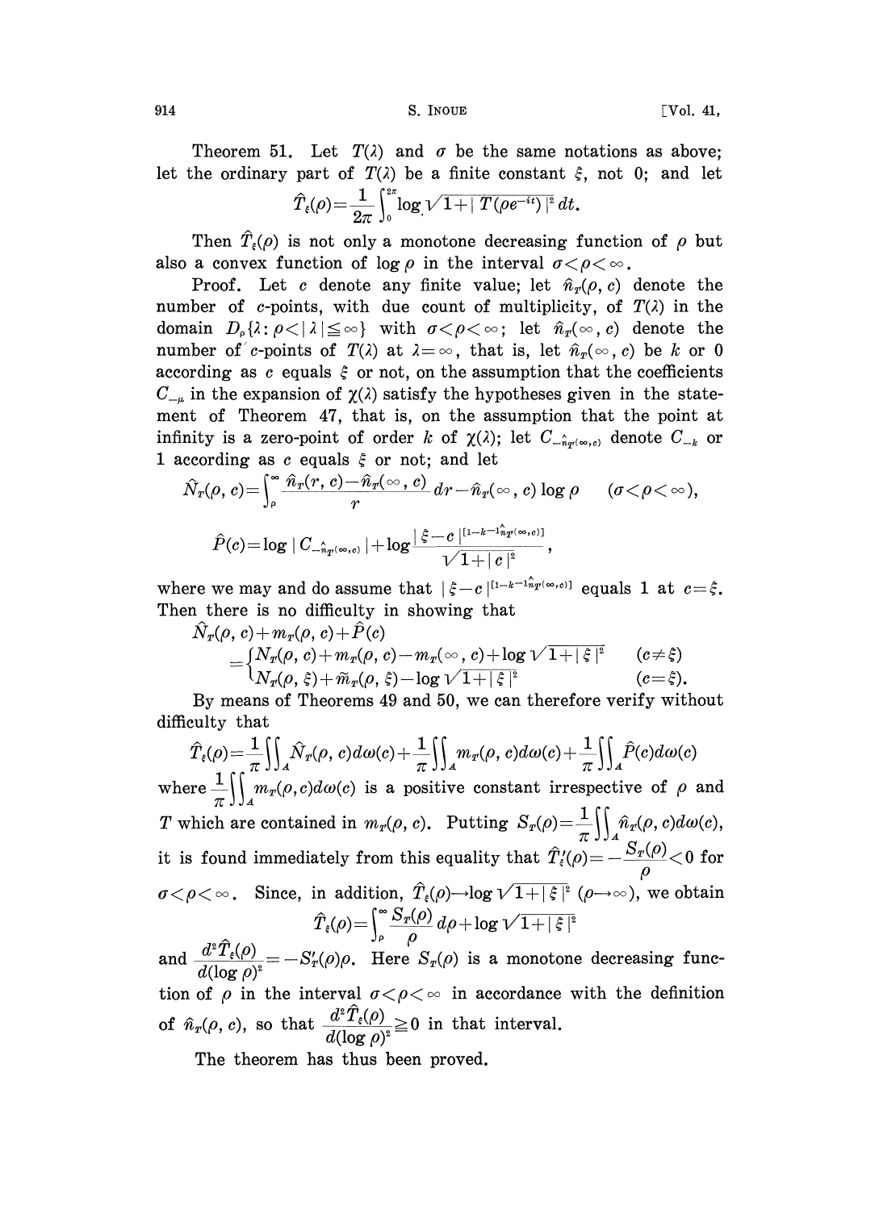Theorem 51. Let $T(\lambda)$ and $\sigma$ be the same notations as above; let the ordinary part of $T(\lambda)$ be a finite constant $\xi$, not 0; and let

$$\hat{T}_\xi(\rho)=\frac{1}{2\pi}\int_0^{2\pi}\log\sqrt{1+|T(\rho e^{-it})|^2}\,dt.$$

Then $\hat{T}_\xi(\rho)$ is not only a monotone decreasing function of $\rho$ but also a convex function of $\log\rho$ in the interval $\sigma<\rho<\infty$.

Proof. Let $c$ denote any finite value; let $\hat{n}_T(\rho, c)$ denote the number of $c$-points, with due count of multiplicity, of $T(\lambda)$ in the domain $D_\rho\{\lambda: \rho<|\lambda|\leqq\infty\}$ with $\sigma<\rho<\infty$; let $\hat{n}_T(\infty, c)$ denote the number of $c$-points of $T(\lambda)$ at $\lambda=\infty$, that is, let $\hat{n}_T(\infty, c)$ be $k$ or 0 according as $c$ equals $\xi$ or not, on the assumption that the coefficients $C_{-\mu}$ in the expansion of $\chi(\lambda)$ satisfy the hypotheses given in the statement of Theorem 47, that is, on the assumption that the point at infinity is a zero-point of order $k$ of $\chi(\lambda)$; let $C_{-\hat{n}_T(\infty,c)}$ denote $C_{-k}$ or 1 according as $c$ equals $\xi$ or not; and let

$$\hat{N}_T(\rho, c)=\int_\rho^\infty\frac{\hat{n}_T(r, c)-\hat{n}_T(\infty, c)}{r}\,dr-\hat{n}_T(\infty, c)\log\rho\qquad(\sigma<\rho<\infty),$$

$$\hat{P}(c)=\log|C_{-\hat{n}_T(\infty,c)}|+\log\frac{|\xi-c|^{[1-k^{-1}\hat{n}_T(\infty,c)]}}{\sqrt{1+|c|^2}},$$

where we may and do assume that $|\xi-c|^{[1-k^{-1}\hat{n}_T(\infty,c)]}$ equals 1 at $c=\xi$. Then there is no difficulty in showing that

$$\hat{N}_T(\rho, c)+m_T(\rho, c)+\hat{P}(c)$$
$$=\begin{cases}N_T(\rho, c)+m_T(\rho, c)-m_T(\infty, c)+\log\sqrt{1+|\xi|^2} & (c\neq\xi)\\ N_T(\rho, \xi)+\tilde{m}_T(\rho, \xi)-\log\sqrt{1+|\xi|^2} & (c=\xi).\end{cases}$$

By means of Theorems 49 and 50, we can therefore verify without difficulty that

$$\hat{T}_\xi(\rho)=\frac{1}{\pi}\iint_A\hat{N}_T(\rho, c)d\omega(c)+\frac{1}{\pi}\iint_A m_T(\rho, c)d\omega(c)+\frac{1}{\pi}\iint_A\hat{P}(c)d\omega(c)$$

where $\frac{1}{\pi}\iint_A m_T(\rho,c)d\omega(c)$ is a positive constant irrespective of $\rho$ and $T$ which are contained in $m_T(\rho, c)$. Putting $S_T(\rho)=\frac{1}{\pi}\iint_A\hat{n}_T(\rho, c)d\omega(c)$, it is found immediately from this equality that $\hat{T}'_\xi(\rho)=-\frac{S_T(\rho)}{\rho}<0$ for $\sigma<\rho<\infty$. Since, in addition, $\hat{T}_\xi(\rho)\to\log\sqrt{1+|\xi|^2}$ $(\rho\to\infty)$, we obtain

$$\hat{T}_\xi(\rho)=\int_\rho^\infty\frac{S_T(\rho)}{\rho}\,d\rho+\log\sqrt{1+|\xi|^2}$$

and $\frac{d^2\hat{T}_\xi(\rho)}{d(\log\rho)^2}=-S'_T(\rho)\rho$. Here $S_T(\rho)$ is a monotone decreasing function of $\rho$ in the interval $\sigma<\rho<\infty$ in accordance with the definition of $\hat{n}_T(\rho, c)$, so that $\frac{d^2\hat{T}_\xi(\rho)}{d(\log\rho)^2}\geqq 0$ in that interval.

The theorem has thus been proved.